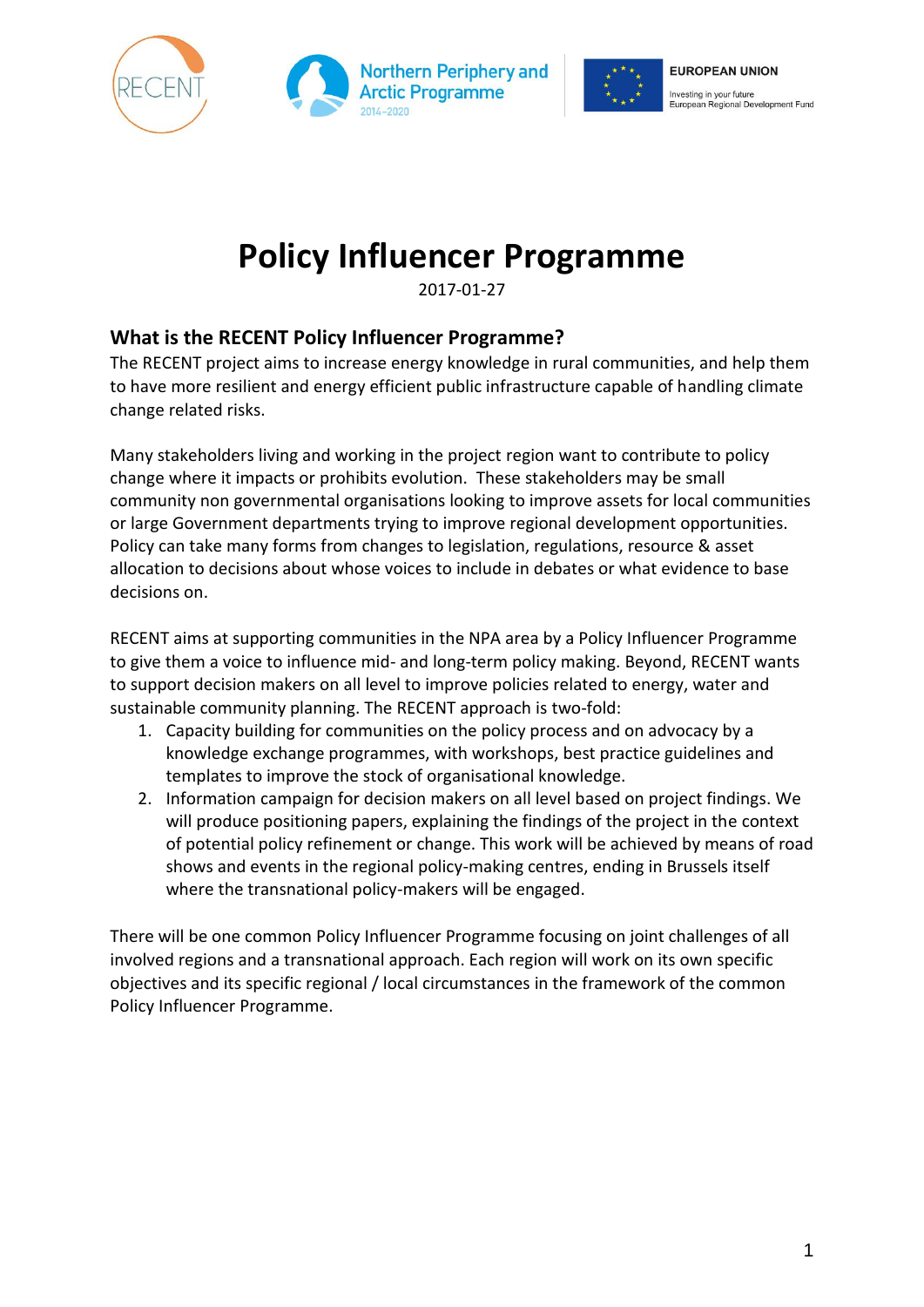# Policy Influencer Programme

2017-01-27

## What is the RECENT Policy Influencer Programme?

The RECENT project aims to increase energy knowledge in rural communities, and help them to have more resilient and energy efficient public infrastructure capable of handling climate change related risks.

Many stakeholders living and working in the project region want to contribute to policy change where it impacts or prohibits evolution. These stakeholders may be small community non governmental organisations looking to improve assets for local communities or large Government departments trying to improve regional development opportunities. Policy can take many forms from changes to legislation, regulations, resource & asset allocation to decisions about whose voices to include in debates or what evidence to base decisions on.

RECENT aims at supporting communities in the NPA area by a Policy Influencer Programme to give them a voice to influence mid- and long-term policy making. Beyond, RECENT wants to support decision makers on all level to improve policies related to energy, water and sustainable community planning. The RECENT approach is two-fold:

1. Capacity building for communities on the policy process and on advocacy by a knowledge exchange programmes, with workshops, best practice guidelines and templates to improve the stock of organisational knowledge.
2. Information campaign for decision makers on all level based on project findings. We will produce positioning papers, explaining the findings of the project in the context of potential policy refinement or change. This work will be achieved by means of road shows and events in the regional policy-making centres, ending in Brussels itself where the transnational policy-makers will be engaged.

There will be one common Policy Influencer Programme focusing on joint challenges of all involved regions and a transnational approach. Each region will work on its own specific objectives and its specific regional / local circumstances in the framework of the common Policy Influencer Programme.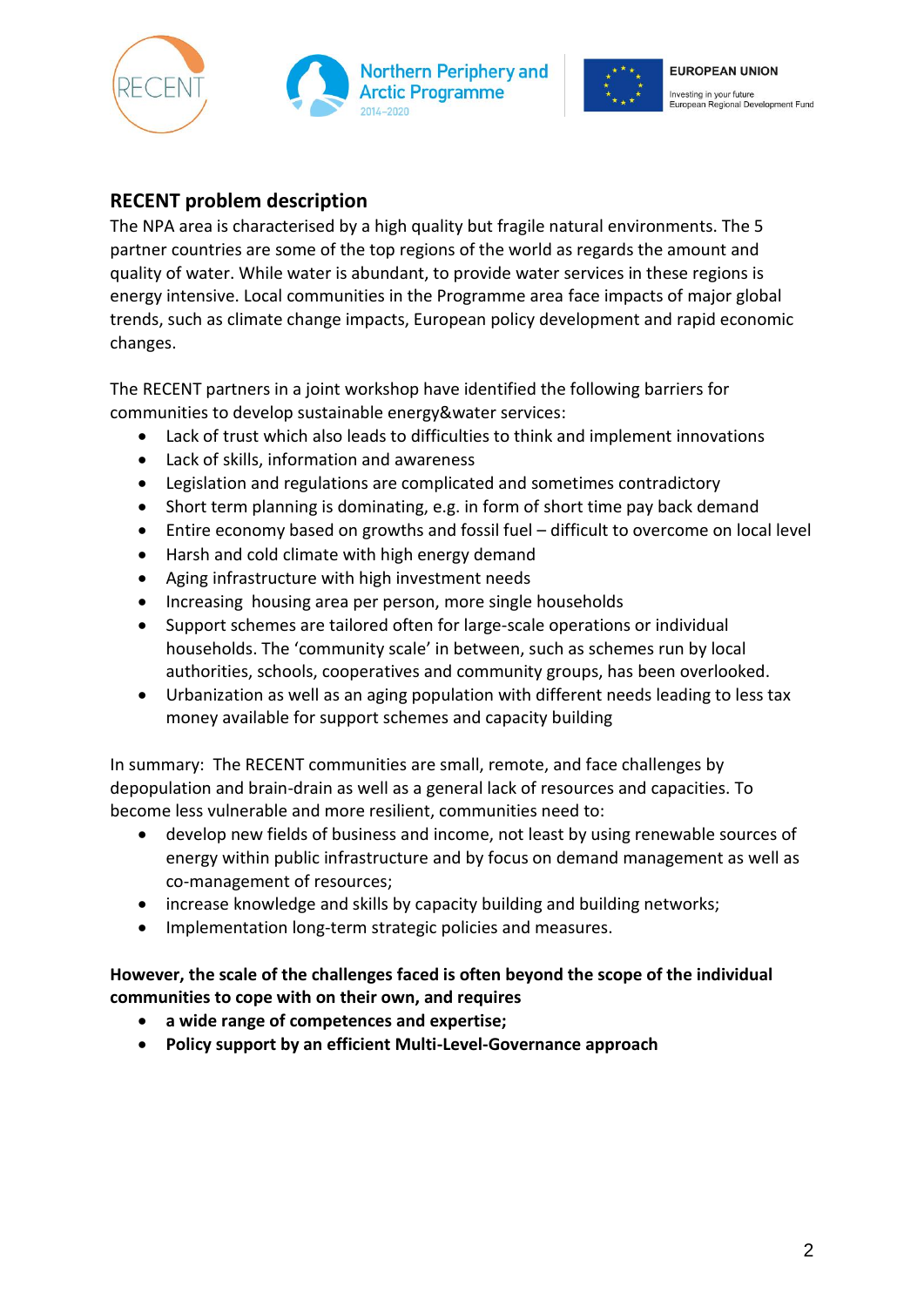## RECENT problem description

The NPA area is characterised by a high quality but fragile natural environments. The 5 partner countries are some of the top regions of the world as regards the amount and quality of water. While water is abundant, to provide water services in these regions is energy intensive. Local communities in the Programme area face impacts of major global trends, such as climate change impacts, European policy development and rapid economic changes.

The RECENT partners in a joint workshop have identified the following barriers for communities to develop sustainable energy&water services:

- Lack of trust which also leads to difficulties to think and implement innovations
- Lack of skills, information and awareness
- Legislation and regulations are complicated and sometimes contradictory
- Short term planning is dominating, e.g. in form of short time pay back demand
- Entire economy based on growths and fossil fuel – difficult to overcome on local level
- Harsh and cold climate with high energy demand
- Aging infrastructure with high investment needs
- Increasing housing area per person, more single households
- Support schemes are tailored often for large-scale operations or individual households. The 'community scale' in between, such as schemes run by local authorities, schools, cooperatives and community groups, has been overlooked.
- Urbanization as well as an aging population with different needs leading to less tax money available for support schemes and capacity building

In summary: The RECENT communities are small, remote, and face challenges by depopulation and brain-drain as well as a general lack of resources and capacities. To become less vulnerable and more resilient, communities need to:

- develop new fields of business and income, not least by using renewable sources of energy within public infrastructure and by focus on demand management as well as co-management of resources;
- increase knowledge and skills by capacity building and building networks;
- Implementation long-term strategic policies and measures.

**However, the scale of the challenges faced is often beyond the scope of the individual communities to cope with on their own, and requires**

- **a wide range of competences and expertise;**
- **Policy support by an efficient Multi-Level-Governance approach**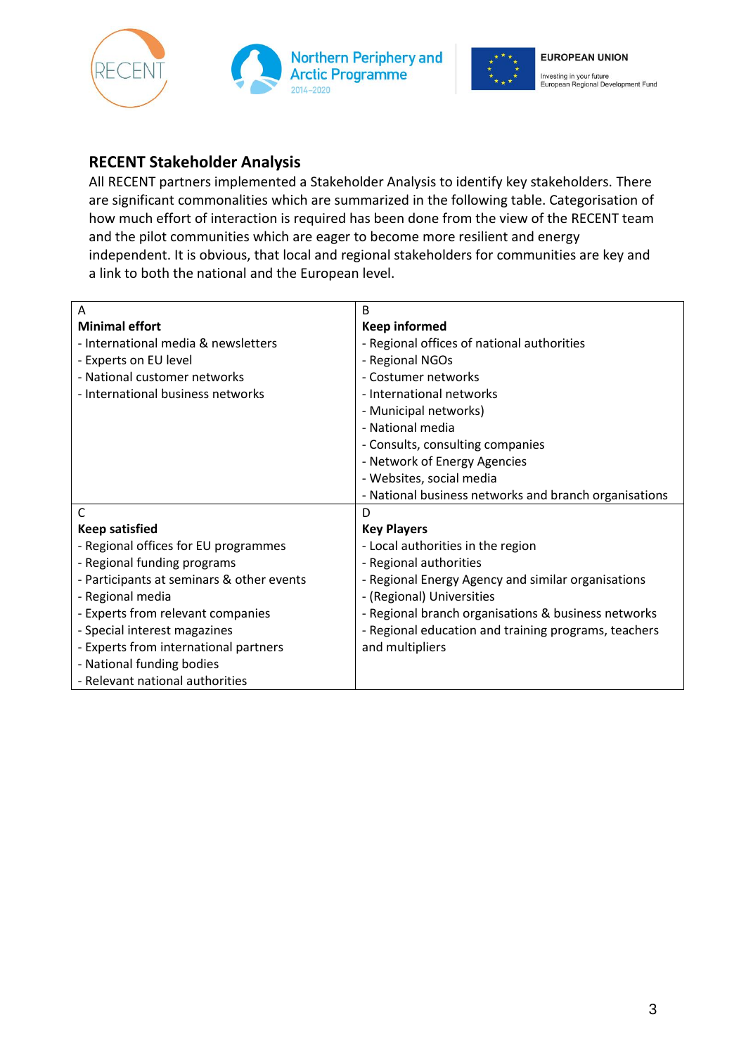## RECENT Stakeholder Analysis

All RECENT partners implemented a Stakeholder Analysis to identify key stakeholders. There are significant commonalities which are summarized in the following table. Categorisation of how much effort of interaction is required has been done from the view of the RECENT team and the pilot communities which are eager to become more resilient and energy independent. It is obvious, that local and regional stakeholders for communities are key and a link to both the national and the European level.

| A<br>**Minimal effort**<br>- International media & newsletters<br>- Experts on EU level<br>- National customer networks<br>- International business networks | B<br>**Keep informed**<br>- Regional offices of national authorities<br>- Regional NGOs<br>- Costumer networks<br>- International networks<br>- Municipal networks)<br>- National media<br>- Consults, consulting companies<br>- Network of Energy Agencies<br>- Websites, social media<br>- National business networks and branch organisations |
|---|---|
| C<br>**Keep satisfied**<br>- Regional offices for EU programmes<br>- Regional funding programs<br>- Participants at seminars & other events<br>- Regional media<br>- Experts from relevant companies<br>- Special interest magazines<br>- Experts from international partners<br>- National funding bodies<br>- Relevant national authorities | D<br>**Key Players**<br>- Local authorities in the region<br>- Regional authorities<br>- Regional Energy Agency and similar organisations<br>- (Regional) Universities<br>- Regional branch organisations & business networks<br>- Regional education and training programs, teachers and multipliers |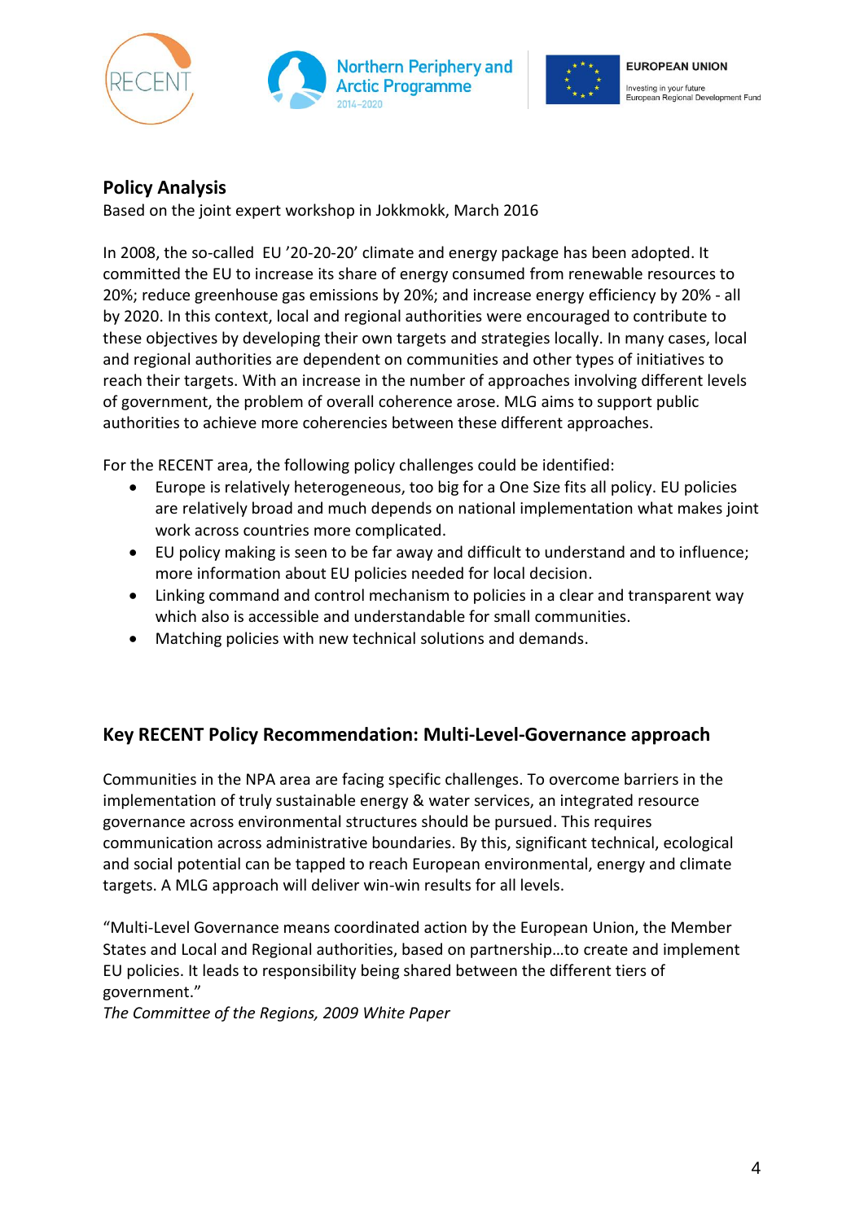## Policy Analysis

Based on the joint expert workshop in Jokkmokk, March 2016

In 2008, the so-called EU '20-20-20' climate and energy package has been adopted. It committed the EU to increase its share of energy consumed from renewable resources to 20%; reduce greenhouse gas emissions by 20%; and increase energy efficiency by 20% - all by 2020. In this context, local and regional authorities were encouraged to contribute to these objectives by developing their own targets and strategies locally. In many cases, local and regional authorities are dependent on communities and other types of initiatives to reach their targets. With an increase in the number of approaches involving different levels of government, the problem of overall coherence arose. MLG aims to support public authorities to achieve more coherencies between these different approaches.

For the RECENT area, the following policy challenges could be identified:

- Europe is relatively heterogeneous, too big for a One Size fits all policy. EU policies are relatively broad and much depends on national implementation what makes joint work across countries more complicated.
- EU policy making is seen to be far away and difficult to understand and to influence; more information about EU policies needed for local decision.
- Linking command and control mechanism to policies in a clear and transparent way which also is accessible and understandable for small communities.
- Matching policies with new technical solutions and demands.

## Key RECENT Policy Recommendation: Multi-Level-Governance approach

Communities in the NPA area are facing specific challenges. To overcome barriers in the implementation of truly sustainable energy & water services, an integrated resource governance across environmental structures should be pursued. This requires communication across administrative boundaries. By this, significant technical, ecological and social potential can be tapped to reach European environmental, energy and climate targets. A MLG approach will deliver win-win results for all levels.

"Multi-Level Governance means coordinated action by the European Union, the Member States and Local and Regional authorities, based on partnership…to create and implement EU policies. It leads to responsibility being shared between the different tiers of government."

*The Committee of the Regions, 2009 White Paper*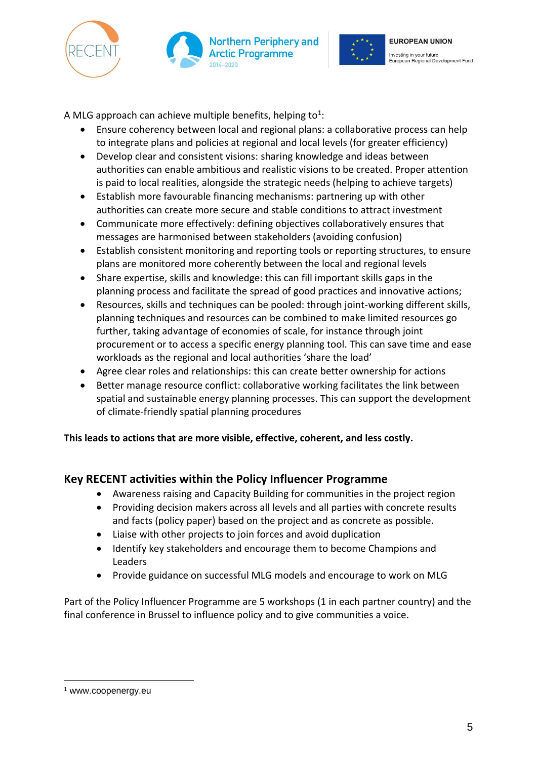A MLG approach can achieve multiple benefits, helping to[1]:

- Ensure coherency between local and regional plans: a collaborative process can help to integrate plans and policies at regional and local levels (for greater efficiency)
- Develop clear and consistent visions: sharing knowledge and ideas between authorities can enable ambitious and realistic visions to be created. Proper attention is paid to local realities, alongside the strategic needs (helping to achieve targets)
- Establish more favourable financing mechanisms: partnering up with other authorities can create more secure and stable conditions to attract investment
- Communicate more effectively: defining objectives collaboratively ensures that messages are harmonised between stakeholders (avoiding confusion)
- Establish consistent monitoring and reporting tools or reporting structures, to ensure plans are monitored more coherently between the local and regional levels
- Share expertise, skills and knowledge: this can fill important skills gaps in the planning process and facilitate the spread of good practices and innovative actions;
- Resources, skills and techniques can be pooled: through joint-working different skills, planning techniques and resources can be combined to make limited resources go further, taking advantage of economies of scale, for instance through joint procurement or to access a specific energy planning tool. This can save time and ease workloads as the regional and local authorities 'share the load'
- Agree clear roles and relationships: this can create better ownership for actions
- Better manage resource conflict: collaborative working facilitates the link between spatial and sustainable energy planning processes. This can support the development of climate-friendly spatial planning procedures

**This leads to actions that are more visible, effective, coherent, and less costly.**

## Key RECENT activities within the Policy Influencer Programme

- Awareness raising and Capacity Building for communities in the project region
- Providing decision makers across all levels and all parties with concrete results and facts (policy paper) based on the project and as concrete as possible.
- Liaise with other projects to join forces and avoid duplication
- Identify key stakeholders and encourage them to become Champions and Leaders
- Provide guidance on successful MLG models and encourage to work on MLG

Part of the Policy Influencer Programme are 5 workshops (1 in each partner country) and the final conference in Brussel to influence policy and to give communities a voice.

[1] www.coopenergy.eu